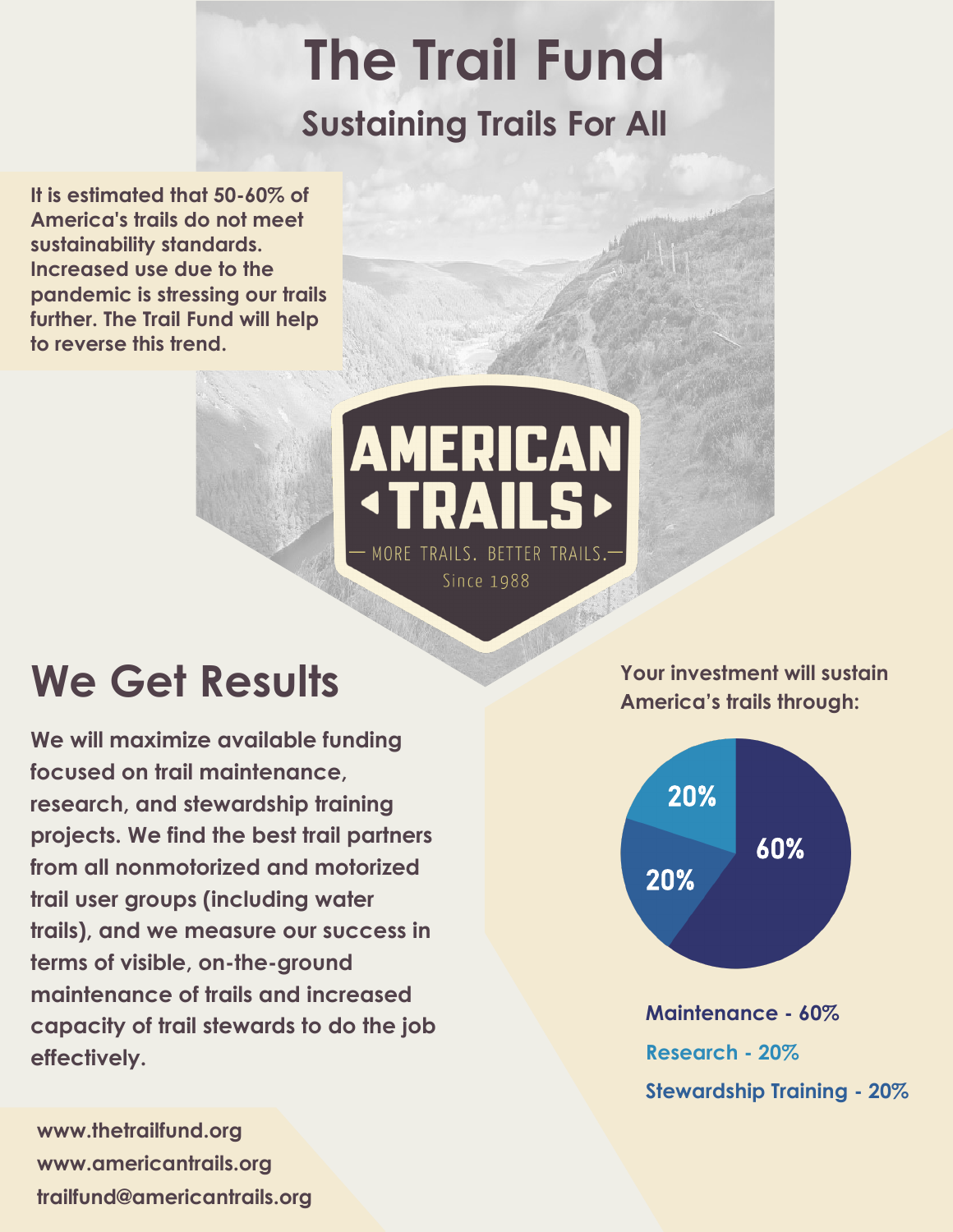# The Trail Fund

## Sustaining Trails For All

**It is estimated that 50-60% of America's trails do not meet sustainability standards. Increased use due to the pandemic is stressing our trails further. The Trail Fund will help to reverse this trend.**

AMERICAN TRAILS

— MORE TRAILS. BETTER TRAILS. —

Since 1988

## We Get Results

**We will maximize available funding focused on trail maintenance, research, and stewardship training projects. We find the best trail partners from all nonmotorized and motorized trail user groups (including water trails), and we measure our success in terms of visible, on-the-ground maintenance of trails and increased capacity of trail stewards to do the job effectively.**

**Your investment will sustain America's trails through:**

**Maintenance - 60%**

**Research - 20%**

**Stewardship Training - 20%**

**www.thetrailfund.org**
**www.americantrails.org**
**trailfund@americantrails.org**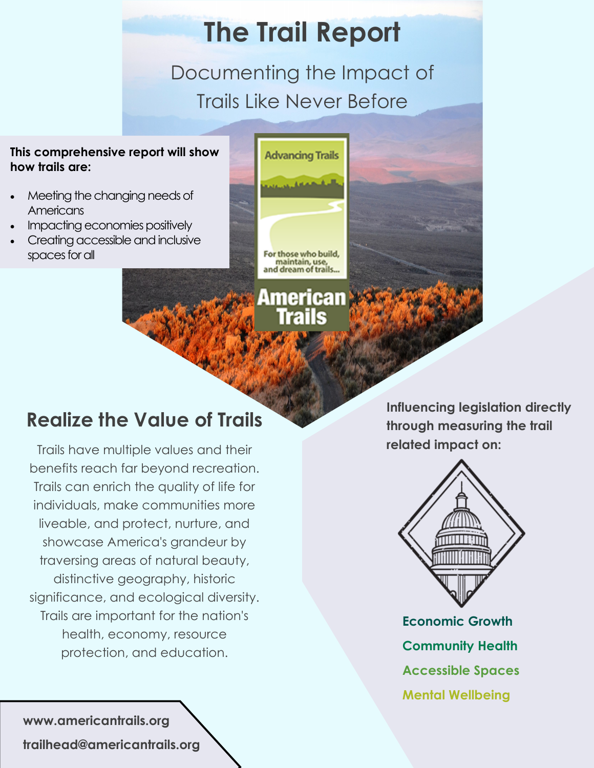# The Trail Report

Documenting the Impact of Trails Like Never Before

**This comprehensive report will show how trails are:**

- Meeting the changing needs of Americans
- Impacting economies positively
- Creating accessible and inclusive spaces for all

Advancing Trails

For those who build, maintain, use, and dream of trails...

American Trails

## Realize the Value of Trails

Trails have multiple values and their benefits reach far beyond recreation. Trails can enrich the quality of life for individuals, make communities more liveable, and protect, nurture, and showcase America's grandeur by traversing areas of natural beauty, distinctive geography, historic significance, and ecological diversity. Trails are important for the nation's health, economy, resource protection, and education.

**Influencing legislation directly through measuring the trail related impact on:**

**Economic Growth**

**Community Health**

**Accessible Spaces**

**Mental Wellbeing**

**www.americantrails.org**

**trailhead@americantrails.org**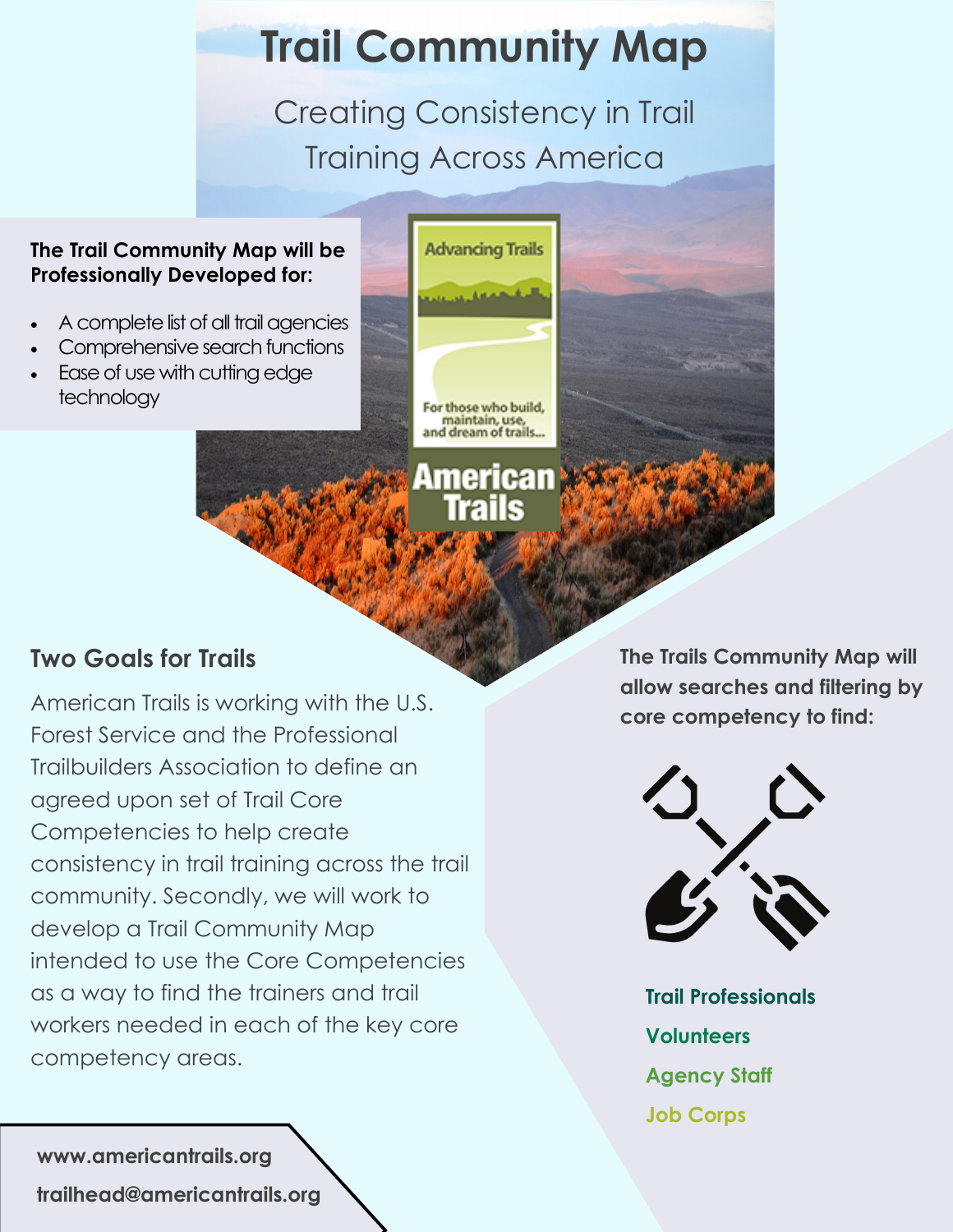# Trail Community Map

## Creating Consistency in Trail Training Across America

**The Trail Community Map will be Professionally Developed for:**

- A complete list of all trail agencies
- Comprehensive search functions
- Ease of use with cutting edge technology

Advancing Trails

For those who build, maintain, use, and dream of trails...

American Trails

## Two Goals for Trails

American Trails is working with the U.S. Forest Service and the Professional Trailbuilders Association to define an agreed upon set of Trail Core Competencies to help create consistency in trail training across the trail community. Secondly, we will work to develop a Trail Community Map intended to use the Core Competencies as a way to find the trainers and trail workers needed in each of the key core competency areas.

**The Trails Community Map will allow searches and filtering by core competency to find:**

**Trail Professionals**

**Volunteers**

**Agency Staff**

**Job Corps**

**www.americantrails.org**

**trailhead@americantrails.org**